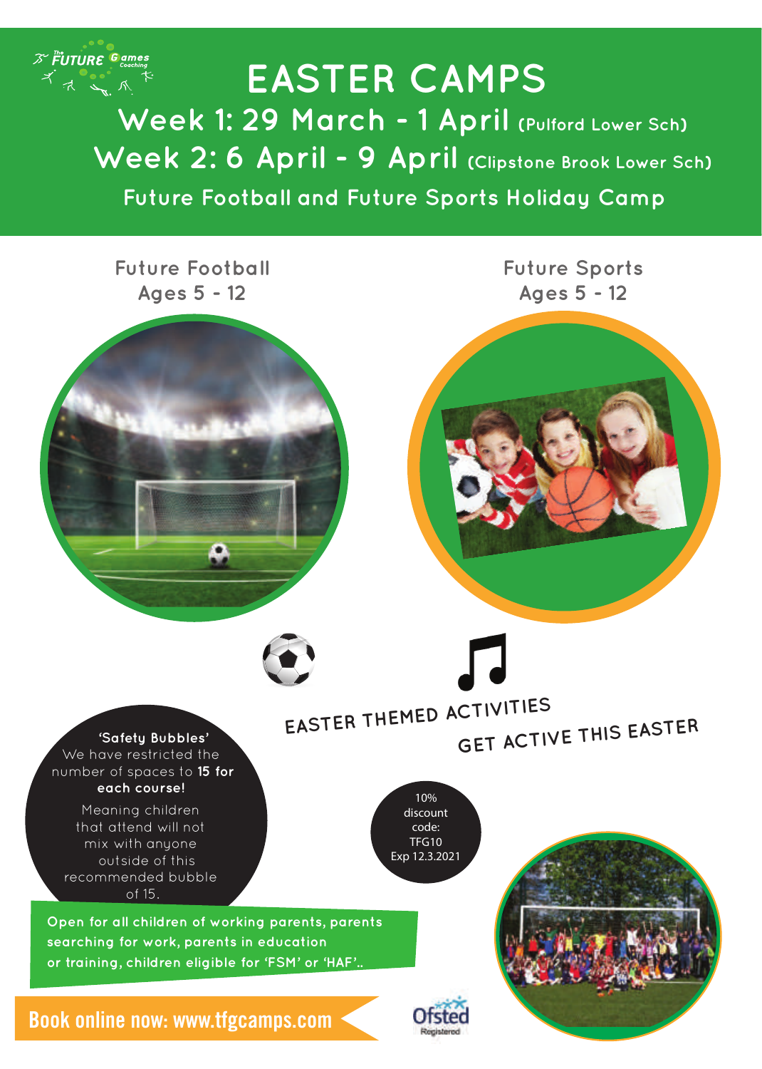The FUTURE Games Coaching

# EASTER CAMPS

## Week 1: 29 March - 1 April (Pulford Lower Sch)

## Week 2: 6 April - 9 April (Clipstone Brook Lower Sch)

### Future Football and Future Sports Holiday Camp

**Future Football**
Ages 5 - 12

**Future Sports**
Ages 5 - 12

EASTER THEMED ACTIVITIES

GET ACTIVE THIS EASTER

**'Safety Bubbles'**
We have restricted the number of spaces to **15 for each course!**

Meaning children that attend will not mix with anyone outside of this recommended bubble of 15.

10% discount code: TFG10
Exp 12.3.2021

Open for all children of working parents, parents searching for work, parents in education or training, children eligible for 'FSM' or 'HAF'..

**Book online now: www.tfgcamps.com**

Ofsted Registered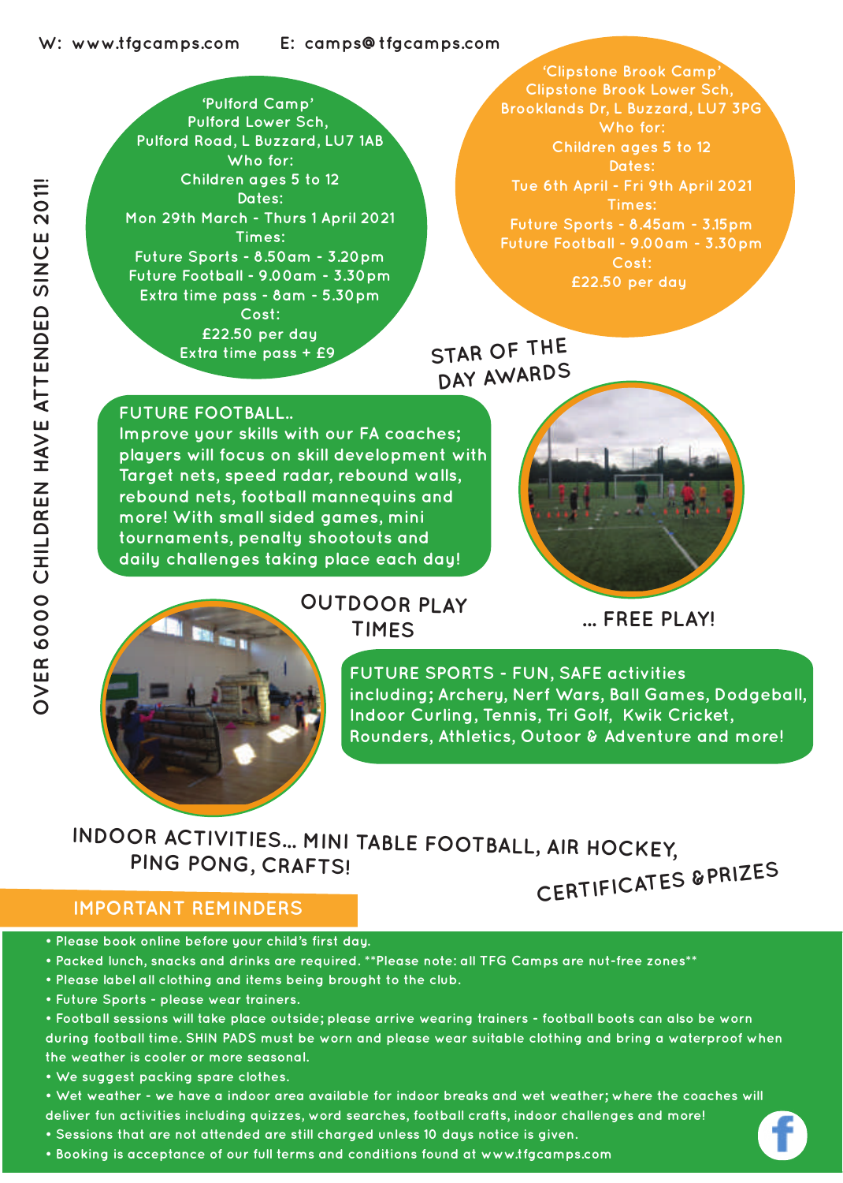W: www.tfgcamps.com E: camps@tfgcamps.com

OVER 6000 CHILDREN HAVE ATTENDED SINCE 2011!

**'Pulford Camp'**
Pulford Lower Sch,
Pulford Road, L Buzzard, LU7 1AB
Who for:
Children ages 5 to 12
Dates:
Mon 29th March - Thurs 1 April 2021
Times:
Future Sports - 8.50am - 3.20pm
Future Football - 9.00am - 3.30pm
Extra time pass - 8am - 5.30pm
Cost:
£22.50 per day
Extra time pass + £9

**'Clipstone Brook Camp'**
Clipstone Brook Lower Sch,
Brooklands Dr, L Buzzard, LU7 3PG
Who for:
Children ages 5 to 12
Dates:
Tue 6th April - Fri 9th April 2021
Times:
Future Sports - 8.45am - 3.15pm
Future Football - 9.00am - 3.30pm
Cost:
£22.50 per day

STAR OF THE DAY AWARDS

**FUTURE FOOTBALL..**
Improve your skills with our FA coaches; players will focus on skill development with Target nets, speed radar, rebound walls, rebound nets, football mannequins and more! With small sided games, mini tournaments, penalty shootouts and daily challenges taking place each day!

OUTDOOR PLAY TIMES

... FREE PLAY!

**FUTURE SPORTS - FUN, SAFE activities** including; Archery, Nerf Wars, Ball Games, Dodgeball, Indoor Curling, Tennis, Tri Golf, Kwik Cricket, Rounders, Athletics, Outoor & Adventure and more!

INDOOR ACTIVITIES... MINI TABLE FOOTBALL, AIR HOCKEY, PING PONG, CRAFTS!

CERTIFICATES & PRIZES

## IMPORTANT REMINDERS

- Please book online before your child's first day.
- Packed lunch, snacks and drinks are required. **Please note: all TFG Camps are nut-free zones**
- Please label all clothing and items being brought to the club.
- Future Sports - please wear trainers.
- Football sessions will take place outside; please arrive wearing trainers - football boots can also be worn during football time. SHIN PADS must be worn and please wear suitable clothing and bring a waterproof when the weather is cooler or more seasonal.
- We suggest packing spare clothes.
- Wet weather - we have a indoor area available for indoor breaks and wet weather; where the coaches will deliver fun activities including quizzes, word searches, football crafts, indoor challenges and more!
- Sessions that are not attended are still charged unless 10 days notice is given.
- Booking is acceptance of our full terms and conditions found at www.tfgcamps.com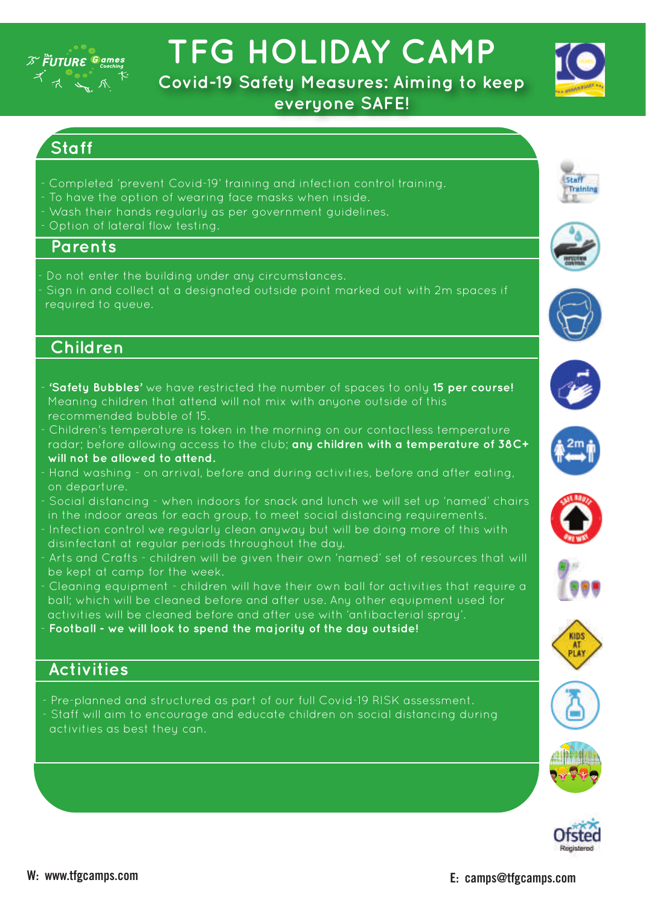# TFG HOLIDAY CAMP

**Covid-19 Safety Measures: Aiming to keep everyone SAFE!**

## Staff

- Completed 'prevent Covid-19' training and infection control training.
- To have the option of wearing face masks when inside.
- Wash their hands regularly as per government guidelines.
- Option of lateral flow testing.

## Parents

- Do not enter the building under any circumstances.
- Sign in and collect at a designated outside point marked out with 2m spaces if required to queue.

## Children

- **'Safety Bubbles'** we have restricted the number of spaces to only **15 per course!** Meaning children that attend will not mix with anyone outside of this recommended bubble of 15.
- Children's temperature is taken in the morning on our contactless temperature radar; before allowing access to the club; **any children with a temperature of 38C+ will not be allowed to attend.**
- Hand washing - on arrival, before and during activities, before and after eating, on departure.
- Social distancing - when indoors for snack and lunch we will set up 'named' chairs in the indoor areas for each group, to meet social distancing requirements.
- Infection control we regularly clean anyway but will be doing more of this with disinfectant at regular periods throughout the day.
- Arts and Crafts - children will be given their own 'named' set of resources that will be kept at camp for the week.
- Cleaning equipment - children will have their own ball for activities that require a ball; which will be cleaned before and after use. Any other equipment used for activities will be cleaned before and after use with 'antibacterial spray'.
- **Football - we will look to spend the majority of the day outside!**

## Activities

- Pre-planned and structured as part of our full Covid-19 RISK assessment.
- Staff will aim to encourage and educate children on social distancing during activities as best they can.

W: www.tfgcamps.com

E: camps@tfgcamps.com